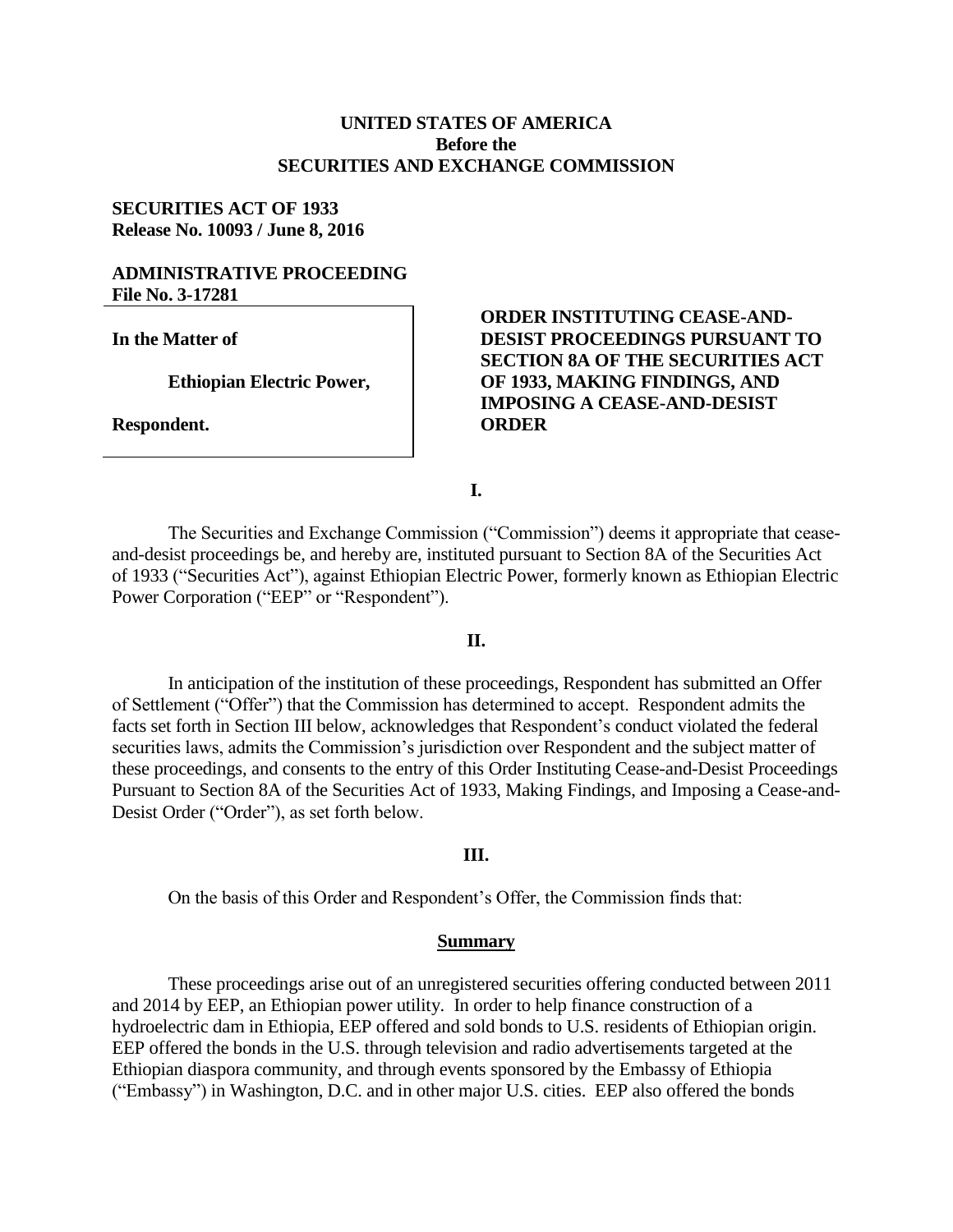**UNITED STATES OF AMERICA**
**Before the**
**SECURITIES AND EXCHANGE COMMISSION**

**SECURITIES ACT OF 1933**
**Release No. 10093 / June 8, 2016**

**ADMINISTRATIVE PROCEEDING**
**File No. 3-17281**

**In the Matter of**

**Ethiopian Electric Power,**

**Respondent.**

**ORDER INSTITUTING CEASE-AND-DESIST PROCEEDINGS PURSUANT TO SECTION 8A OF THE SECURITIES ACT OF 1933, MAKING FINDINGS, AND IMPOSING A CEASE-AND-DESIST ORDER**

**I.**

The Securities and Exchange Commission ("Commission") deems it appropriate that cease-and-desist proceedings be, and hereby are, instituted pursuant to Section 8A of the Securities Act of 1933 ("Securities Act"), against Ethiopian Electric Power, formerly known as Ethiopian Electric Power Corporation ("EEP" or "Respondent").

**II.**

In anticipation of the institution of these proceedings, Respondent has submitted an Offer of Settlement ("Offer") that the Commission has determined to accept. Respondent admits the facts set forth in Section III below, acknowledges that Respondent's conduct violated the federal securities laws, admits the Commission's jurisdiction over Respondent and the subject matter of these proceedings, and consents to the entry of this Order Instituting Cease-and-Desist Proceedings Pursuant to Section 8A of the Securities Act of 1933, Making Findings, and Imposing a Cease-and-Desist Order ("Order"), as set forth below.

**III.**

On the basis of this Order and Respondent's Offer, the Commission finds that:

**Summary**

These proceedings arise out of an unregistered securities offering conducted between 2011 and 2014 by EEP, an Ethiopian power utility. In order to help finance construction of a hydroelectric dam in Ethiopia, EEP offered and sold bonds to U.S. residents of Ethiopian origin. EEP offered the bonds in the U.S. through television and radio advertisements targeted at the Ethiopian diaspora community, and through events sponsored by the Embassy of Ethiopia ("Embassy") in Washington, D.C. and in other major U.S. cities. EEP also offered the bonds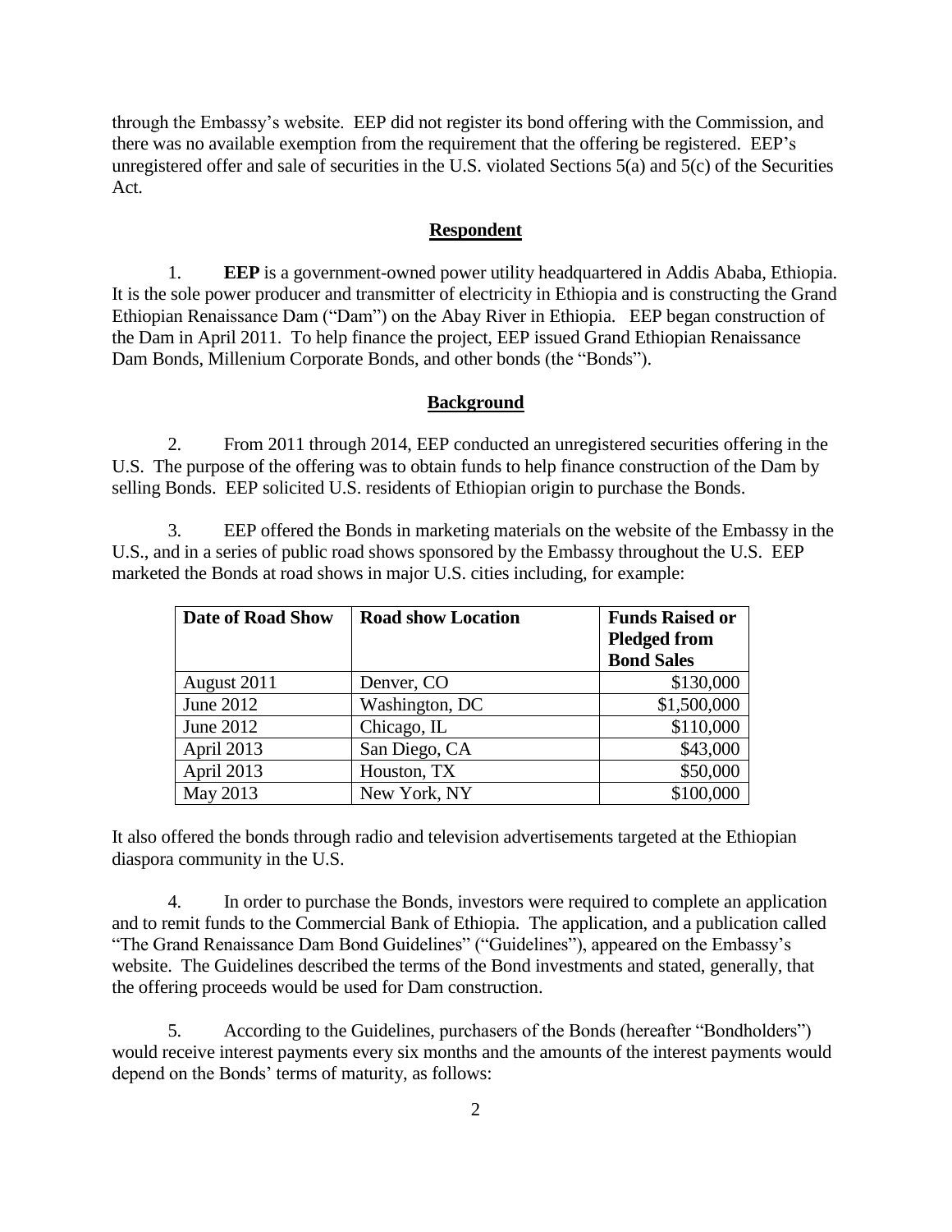through the Embassy's website. EEP did not register its bond offering with the Commission, and there was no available exemption from the requirement that the offering be registered. EEP's unregistered offer and sale of securities in the U.S. violated Sections 5(a) and 5(c) of the Securities Act.

## Respondent

1. **EEP** is a government-owned power utility headquartered in Addis Ababa, Ethiopia. It is the sole power producer and transmitter of electricity in Ethiopia and is constructing the Grand Ethiopian Renaissance Dam ("Dam") on the Abay River in Ethiopia. EEP began construction of the Dam in April 2011. To help finance the project, EEP issued Grand Ethiopian Renaissance Dam Bonds, Millenium Corporate Bonds, and other bonds (the "Bonds").

## Background

2. From 2011 through 2014, EEP conducted an unregistered securities offering in the U.S. The purpose of the offering was to obtain funds to help finance construction of the Dam by selling Bonds. EEP solicited U.S. residents of Ethiopian origin to purchase the Bonds.

3. EEP offered the Bonds in marketing materials on the website of the Embassy in the U.S., and in a series of public road shows sponsored by the Embassy throughout the U.S. EEP marketed the Bonds at road shows in major U.S. cities including, for example:

| Date of Road Show | Road show Location | Funds Raised or Pledged from Bond Sales |
|---|---|---|
| August 2011 | Denver, CO | \$130,000 |
| June 2012 | Washington, DC | \$1,500,000 |
| June 2012 | Chicago, IL | \$110,000 |
| April 2013 | San Diego, CA | \$43,000 |
| April 2013 | Houston, TX | \$50,000 |
| May 2013 | New York, NY | \$100,000 |

It also offered the bonds through radio and television advertisements targeted at the Ethiopian diaspora community in the U.S.

4. In order to purchase the Bonds, investors were required to complete an application and to remit funds to the Commercial Bank of Ethiopia. The application, and a publication called "The Grand Renaissance Dam Bond Guidelines" ("Guidelines"), appeared on the Embassy's website. The Guidelines described the terms of the Bond investments and stated, generally, that the offering proceeds would be used for Dam construction.

5. According to the Guidelines, purchasers of the Bonds (hereafter "Bondholders") would receive interest payments every six months and the amounts of the interest payments would depend on the Bonds' terms of maturity, as follows: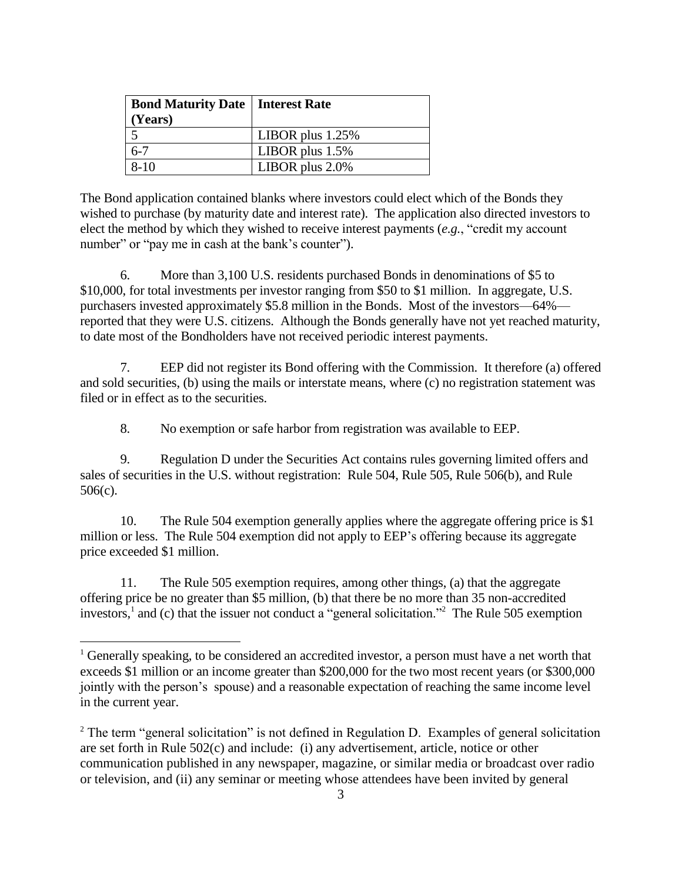| Bond Maturity Date (Years) | Interest Rate |
|---|---|
| 5 | LIBOR plus 1.25% |
| 6-7 | LIBOR plus 1.5% |
| 8-10 | LIBOR plus 2.0% |

The Bond application contained blanks where investors could elect which of the Bonds they wished to purchase (by maturity date and interest rate). The application also directed investors to elect the method by which they wished to receive interest payments (*e.g.*, "credit my account number" or "pay me in cash at the bank's counter").

6. More than 3,100 U.S. residents purchased Bonds in denominations of $5 to $10,000, for total investments per investor ranging from $50 to $1 million. In aggregate, U.S. purchasers invested approximately $5.8 million in the Bonds. Most of the investors—64%—reported that they were U.S. citizens. Although the Bonds generally have not yet reached maturity, to date most of the Bondholders have not received periodic interest payments.

7. EEP did not register its Bond offering with the Commission. It therefore (a) offered and sold securities, (b) using the mails or interstate means, where (c) no registration statement was filed or in effect as to the securities.

8. No exemption or safe harbor from registration was available to EEP.

9. Regulation D under the Securities Act contains rules governing limited offers and sales of securities in the U.S. without registration: Rule 504, Rule 505, Rule 506(b), and Rule 506(c).

10. The Rule 504 exemption generally applies where the aggregate offering price is $1 million or less. The Rule 504 exemption did not apply to EEP's offering because its aggregate price exceeded $1 million.

11. The Rule 505 exemption requires, among other things, (a) that the aggregate offering price be no greater than $5 million, (b) that there be no more than 35 non-accredited investors,[1] and (c) that the issuer not conduct a "general solicitation."[2] The Rule 505 exemption

---

[1] Generally speaking, to be considered an accredited investor, a person must have a net worth that exceeds $1 million or an income greater than $200,000 for the two most recent years (or $300,000 jointly with the person's spouse) and a reasonable expectation of reaching the same income level in the current year.

[2] The term "general solicitation" is not defined in Regulation D. Examples of general solicitation are set forth in Rule 502(c) and include: (i) any advertisement, article, notice or other communication published in any newspaper, magazine, or similar media or broadcast over radio or television, and (ii) any seminar or meeting whose attendees have been invited by general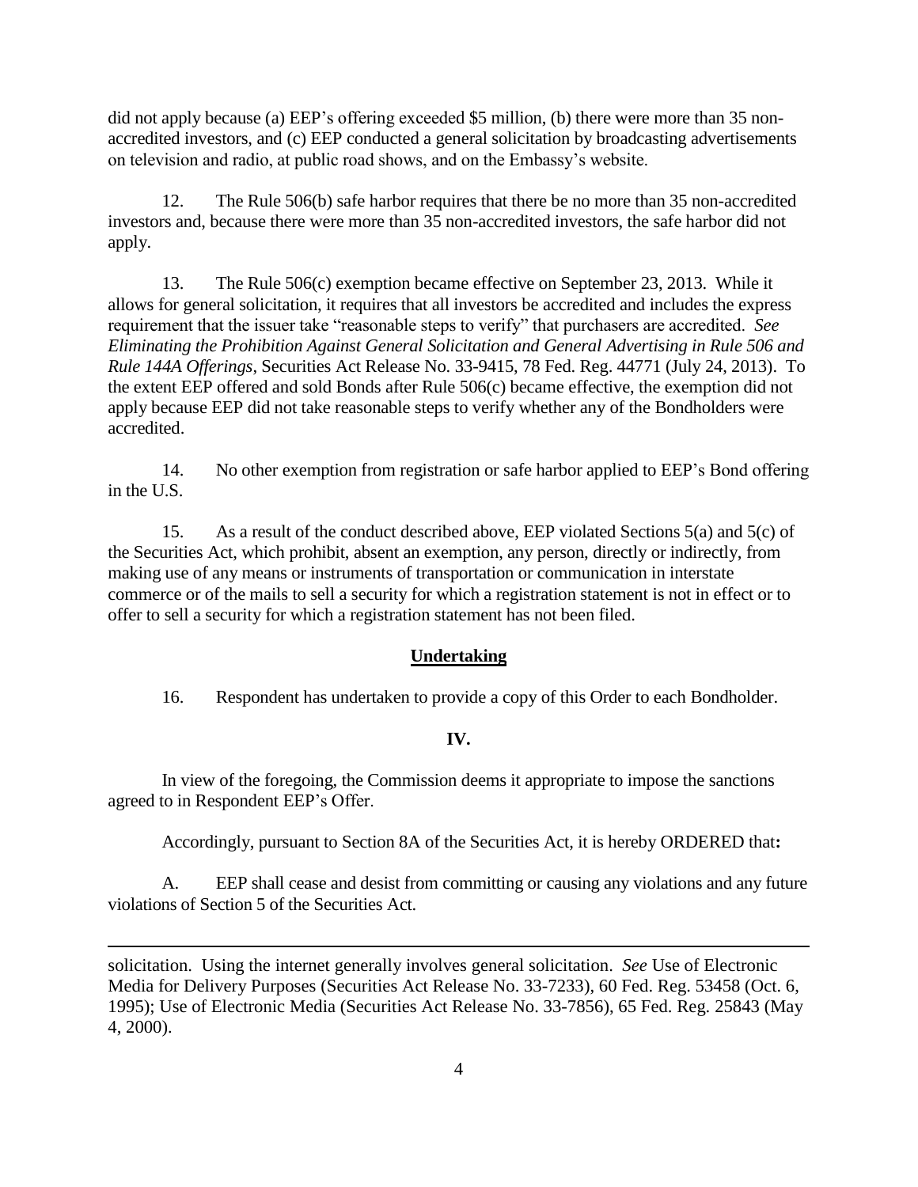did not apply because (a) EEP's offering exceeded \$5 million, (b) there were more than 35 non-accredited investors, and (c) EEP conducted a general solicitation by broadcasting advertisements on television and radio, at public road shows, and on the Embassy's website.

12. The Rule 506(b) safe harbor requires that there be no more than 35 non-accredited investors and, because there were more than 35 non-accredited investors, the safe harbor did not apply.

13. The Rule 506(c) exemption became effective on September 23, 2013. While it allows for general solicitation, it requires that all investors be accredited and includes the express requirement that the issuer take "reasonable steps to verify" that purchasers are accredited. *See Eliminating the Prohibition Against General Solicitation and General Advertising in Rule 506 and Rule 144A Offerings*, Securities Act Release No. 33-9415, 78 Fed. Reg. 44771 (July 24, 2013). To the extent EEP offered and sold Bonds after Rule 506(c) became effective, the exemption did not apply because EEP did not take reasonable steps to verify whether any of the Bondholders were accredited.

14. No other exemption from registration or safe harbor applied to EEP's Bond offering in the U.S.

15. As a result of the conduct described above, EEP violated Sections 5(a) and 5(c) of the Securities Act, which prohibit, absent an exemption, any person, directly or indirectly, from making use of any means or instruments of transportation or communication in interstate commerce or of the mails to sell a security for which a registration statement is not in effect or to offer to sell a security for which a registration statement has not been filed.

## Undertaking

16. Respondent has undertaken to provide a copy of this Order to each Bondholder.

## IV.

In view of the foregoing, the Commission deems it appropriate to impose the sanctions agreed to in Respondent EEP's Offer.

Accordingly, pursuant to Section 8A of the Securities Act, it is hereby ORDERED that**:**

A. EEP shall cease and desist from committing or causing any violations and any future violations of Section 5 of the Securities Act.

---

solicitation. Using the internet generally involves general solicitation. *See* Use of Electronic Media for Delivery Purposes (Securities Act Release No. 33-7233), 60 Fed. Reg. 53458 (Oct. 6, 1995); Use of Electronic Media (Securities Act Release No. 33-7856), 65 Fed. Reg. 25843 (May 4, 2000).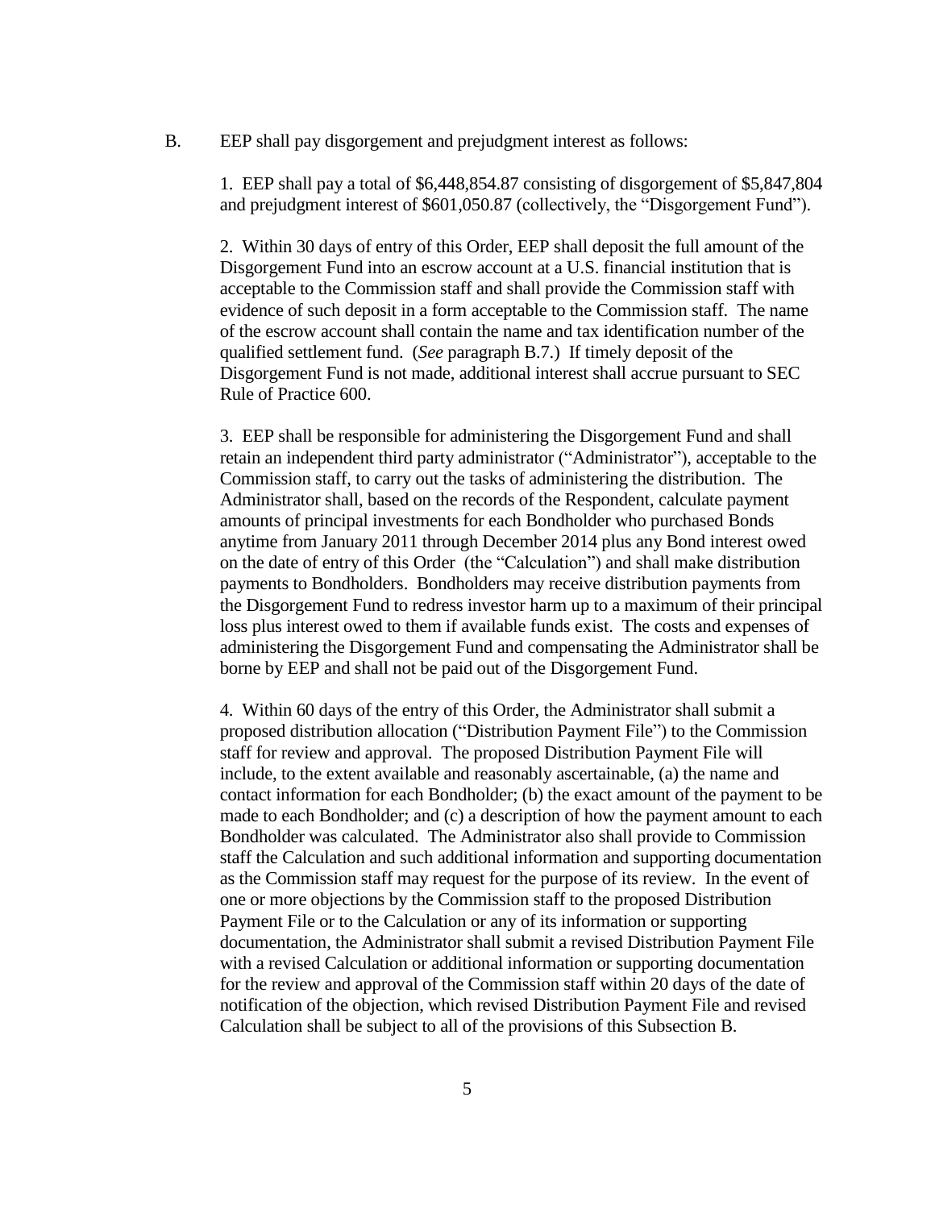B. EEP shall pay disgorgement and prejudgment interest as follows:

1. EEP shall pay a total of $6,448,854.87 consisting of disgorgement of $5,847,804 and prejudgment interest of $601,050.87 (collectively, the "Disgorgement Fund").

2. Within 30 days of entry of this Order, EEP shall deposit the full amount of the Disgorgement Fund into an escrow account at a U.S. financial institution that is acceptable to the Commission staff and shall provide the Commission staff with evidence of such deposit in a form acceptable to the Commission staff. The name of the escrow account shall contain the name and tax identification number of the qualified settlement fund. (*See* paragraph B.7.) If timely deposit of the Disgorgement Fund is not made, additional interest shall accrue pursuant to SEC Rule of Practice 600.

3. EEP shall be responsible for administering the Disgorgement Fund and shall retain an independent third party administrator ("Administrator"), acceptable to the Commission staff, to carry out the tasks of administering the distribution. The Administrator shall, based on the records of the Respondent, calculate payment amounts of principal investments for each Bondholder who purchased Bonds anytime from January 2011 through December 2014 plus any Bond interest owed on the date of entry of this Order (the "Calculation") and shall make distribution payments to Bondholders. Bondholders may receive distribution payments from the Disgorgement Fund to redress investor harm up to a maximum of their principal loss plus interest owed to them if available funds exist. The costs and expenses of administering the Disgorgement Fund and compensating the Administrator shall be borne by EEP and shall not be paid out of the Disgorgement Fund.

4. Within 60 days of the entry of this Order, the Administrator shall submit a proposed distribution allocation ("Distribution Payment File") to the Commission staff for review and approval. The proposed Distribution Payment File will include, to the extent available and reasonably ascertainable, (a) the name and contact information for each Bondholder; (b) the exact amount of the payment to be made to each Bondholder; and (c) a description of how the payment amount to each Bondholder was calculated. The Administrator also shall provide to Commission staff the Calculation and such additional information and supporting documentation as the Commission staff may request for the purpose of its review. In the event of one or more objections by the Commission staff to the proposed Distribution Payment File or to the Calculation or any of its information or supporting documentation, the Administrator shall submit a revised Distribution Payment File with a revised Calculation or additional information or supporting documentation for the review and approval of the Commission staff within 20 days of the date of notification of the objection, which revised Distribution Payment File and revised Calculation shall be subject to all of the provisions of this Subsection B.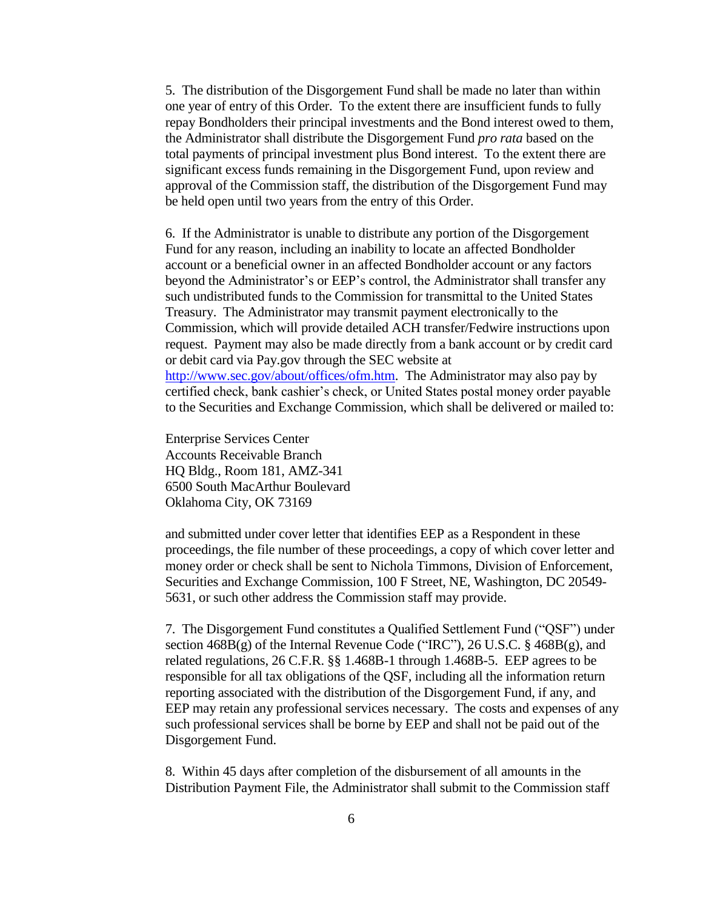5. The distribution of the Disgorgement Fund shall be made no later than within one year of entry of this Order. To the extent there are insufficient funds to fully repay Bondholders their principal investments and the Bond interest owed to them, the Administrator shall distribute the Disgorgement Fund *pro rata* based on the total payments of principal investment plus Bond interest. To the extent there are significant excess funds remaining in the Disgorgement Fund, upon review and approval of the Commission staff, the distribution of the Disgorgement Fund may be held open until two years from the entry of this Order.

6. If the Administrator is unable to distribute any portion of the Disgorgement Fund for any reason, including an inability to locate an affected Bondholder account or a beneficial owner in an affected Bondholder account or any factors beyond the Administrator's or EEP's control, the Administrator shall transfer any such undistributed funds to the Commission for transmittal to the United States Treasury. The Administrator may transmit payment electronically to the Commission, which will provide detailed ACH transfer/Fedwire instructions upon request. Payment may also be made directly from a bank account or by credit card or debit card via Pay.gov through the SEC website at [http://www.sec.gov/about/offices/ofm.htm](http://www.sec.gov/about/offices/ofm.htm). The Administrator may also pay by certified check, bank cashier's check, or United States postal money order payable to the Securities and Exchange Commission, which shall be delivered or mailed to:

Enterprise Services Center
Accounts Receivable Branch
HQ Bldg., Room 181, AMZ-341
6500 South MacArthur Boulevard
Oklahoma City, OK 73169

and submitted under cover letter that identifies EEP as a Respondent in these proceedings, the file number of these proceedings, a copy of which cover letter and money order or check shall be sent to Nichola Timmons, Division of Enforcement, Securities and Exchange Commission, 100 F Street, NE, Washington, DC 20549-5631, or such other address the Commission staff may provide.

7. The Disgorgement Fund constitutes a Qualified Settlement Fund ("QSF") under section 468B(g) of the Internal Revenue Code ("IRC"), 26 U.S.C. § 468B(g), and related regulations, 26 C.F.R. §§ 1.468B-1 through 1.468B-5. EEP agrees to be responsible for all tax obligations of the QSF, including all the information return reporting associated with the distribution of the Disgorgement Fund, if any, and EEP may retain any professional services necessary. The costs and expenses of any such professional services shall be borne by EEP and shall not be paid out of the Disgorgement Fund.

8. Within 45 days after completion of the disbursement of all amounts in the Distribution Payment File, the Administrator shall submit to the Commission staff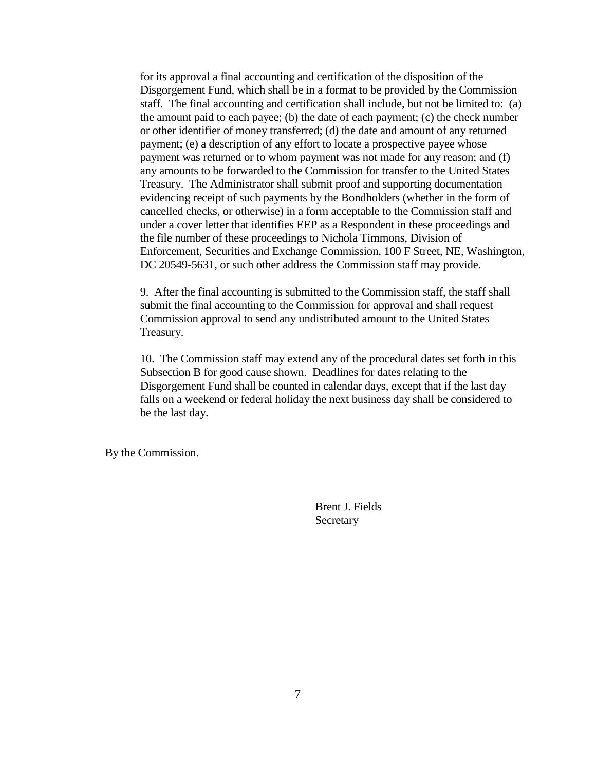for its approval a final accounting and certification of the disposition of the Disgorgement Fund, which shall be in a format to be provided by the Commission staff. The final accounting and certification shall include, but not be limited to: (a) the amount paid to each payee; (b) the date of each payment; (c) the check number or other identifier of money transferred; (d) the date and amount of any returned payment; (e) a description of any effort to locate a prospective payee whose payment was returned or to whom payment was not made for any reason; and (f) any amounts to be forwarded to the Commission for transfer to the United States Treasury. The Administrator shall submit proof and supporting documentation evidencing receipt of such payments by the Bondholders (whether in the form of cancelled checks, or otherwise) in a form acceptable to the Commission staff and under a cover letter that identifies EEP as a Respondent in these proceedings and the file number of these proceedings to Nichola Timmons, Division of Enforcement, Securities and Exchange Commission, 100 F Street, NE, Washington, DC 20549-5631, or such other address the Commission staff may provide.

9. After the final accounting is submitted to the Commission staff, the staff shall submit the final accounting to the Commission for approval and shall request Commission approval to send any undistributed amount to the United States Treasury.

10. The Commission staff may extend any of the procedural dates set forth in this Subsection B for good cause shown. Deadlines for dates relating to the Disgorgement Fund shall be counted in calendar days, except that if the last day falls on a weekend or federal holiday the next business day shall be considered to be the last day.

By the Commission.

Brent J. Fields
Secretary